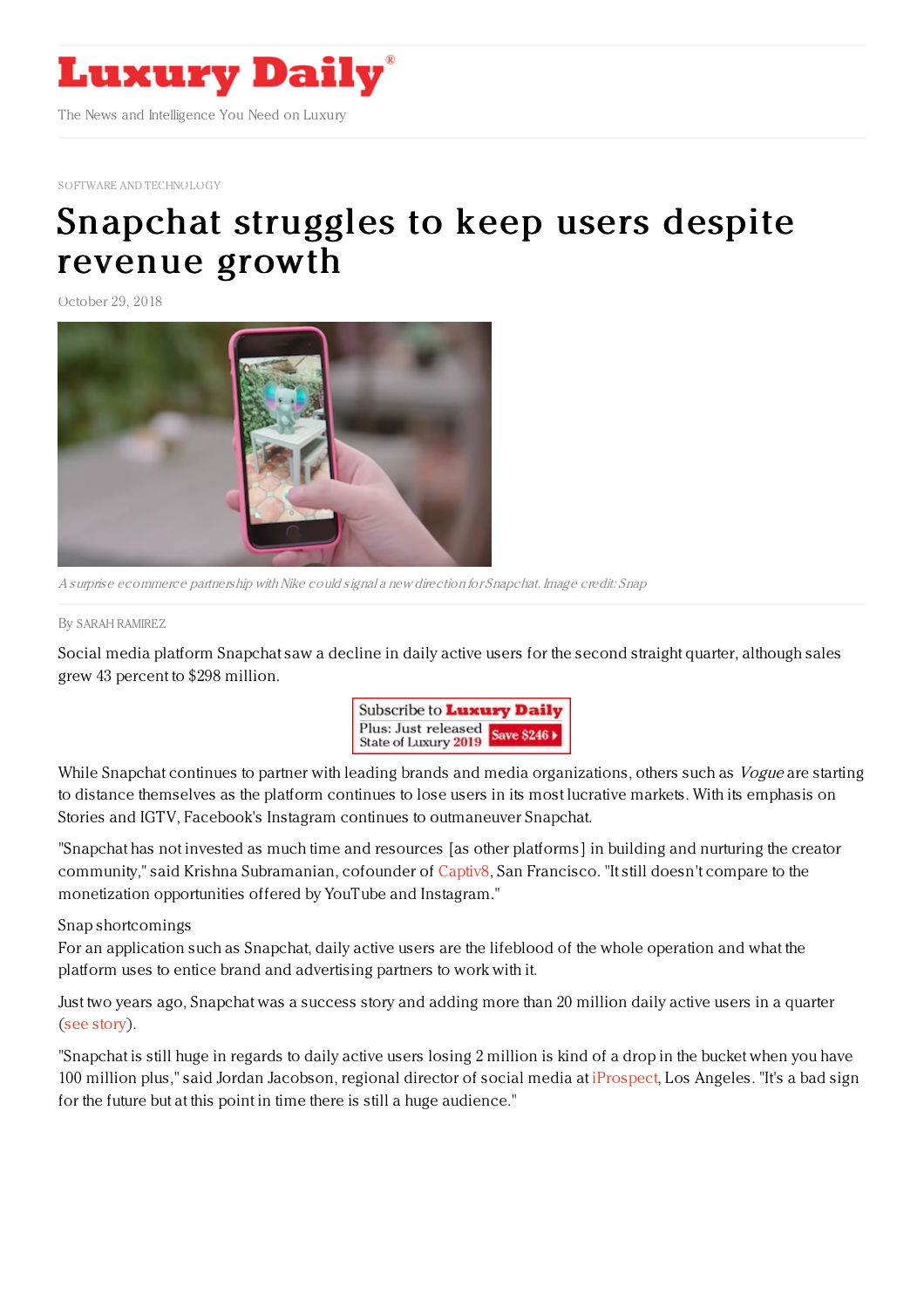# Luxury Daily

The News and Intelligence You Need on Luxury

SOFTWARE AND TECHNOLOGY

# Snapchat struggles to keep users despite revenue growth

October 29, 2018

A surprise ecommerce partnership with Nike could signal a new direction for Snapchat. Image credit: Snap

By SARAH RAMIREZ

Social media platform Snapchat saw a decline in daily active users for the second straight quarter, although sales grew 43 percent to $298 million.

While Snapchat continues to partner with leading brands and media organizations, others such as *Vogue* are starting to distance themselves as the platform continues to lose users in its most lucrative markets. With its emphasis on Stories and IGTV, Facebook's Instagram continues to outmaneuver Snapchat.

"Snapchat has not invested as much time and resources [as other platforms] in building and nurturing the creator community," said Krishna Subramanian, cofounder of Captiv8, San Francisco. "It still doesn't compare to the monetization opportunities offered by YouTube and Instagram."

Snap shortcomings

For an application such as Snapchat, daily active users are the lifeblood of the whole operation and what the platform uses to entice brand and advertising partners to work with it.

Just two years ago, Snapchat was a success story and adding more than 20 million daily active users in a quarter (see story).

"Snapchat is still huge in regards to daily active users losing 2 million is kind of a drop in the bucket when you have 100 million plus," said Jordan Jacobson, regional director of social media at iProspect, Los Angeles. "It's a bad sign for the future but at this point in time there is still a huge audience."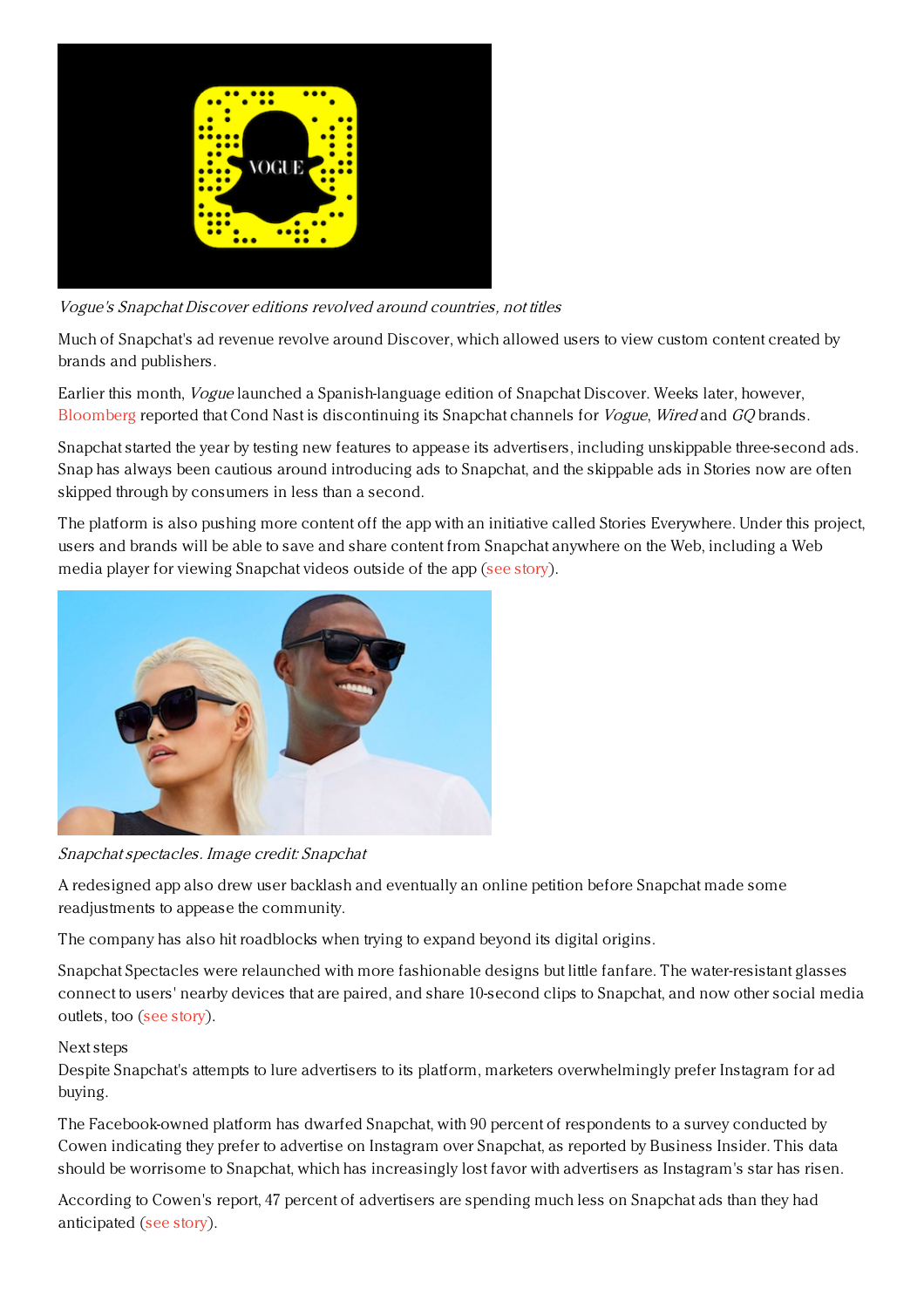*Vogue's Snapchat Discover editions revolved around countries, not titles*

Much of Snapchat's ad revenue revolve around Discover, which allowed users to view custom content created by brands and publishers.

Earlier this month, *Vogue* launched a Spanish-language edition of Snapchat Discover. Weeks later, however, Bloomberg reported that Cond Nast is discontinuing its Snapchat channels for *Vogue*, *Wired* and *GQ* brands.

Snapchat started the year by testing new features to appease its advertisers, including unskippable three-second ads. Snap has always been cautious around introducing ads to Snapchat, and the skippable ads in Stories now are often skipped through by consumers in less than a second.

The platform is also pushing more content off the app with an initiative called Stories Everywhere. Under this project, users and brands will be able to save and share content from Snapchat anywhere on the Web, including a Web media player for viewing Snapchat videos outside of the app (see story).

*Snapchat spectacles. Image credit: Snapchat*

A redesigned app also drew user backlash and eventually an online petition before Snapchat made some readjustments to appease the community.

The company has also hit roadblocks when trying to expand beyond its digital origins.

Snapchat Spectacles were relaunched with more fashionable designs but little fanfare. The water-resistant glasses connect to users' nearby devices that are paired, and share 10-second clips to Snapchat, and now other social media outlets, too (see story).

Next steps

Despite Snapchat's attempts to lure advertisers to its platform, marketers overwhelmingly prefer Instagram for ad buying.

The Facebook-owned platform has dwarfed Snapchat, with 90 percent of respondents to a survey conducted by Cowen indicating they prefer to advertise on Instagram over Snapchat, as reported by Business Insider. This data should be worrisome to Snapchat, which has increasingly lost favor with advertisers as Instagram's star has risen.

According to Cowen's report, 47 percent of advertisers are spending much less on Snapchat ads than they had anticipated (see story).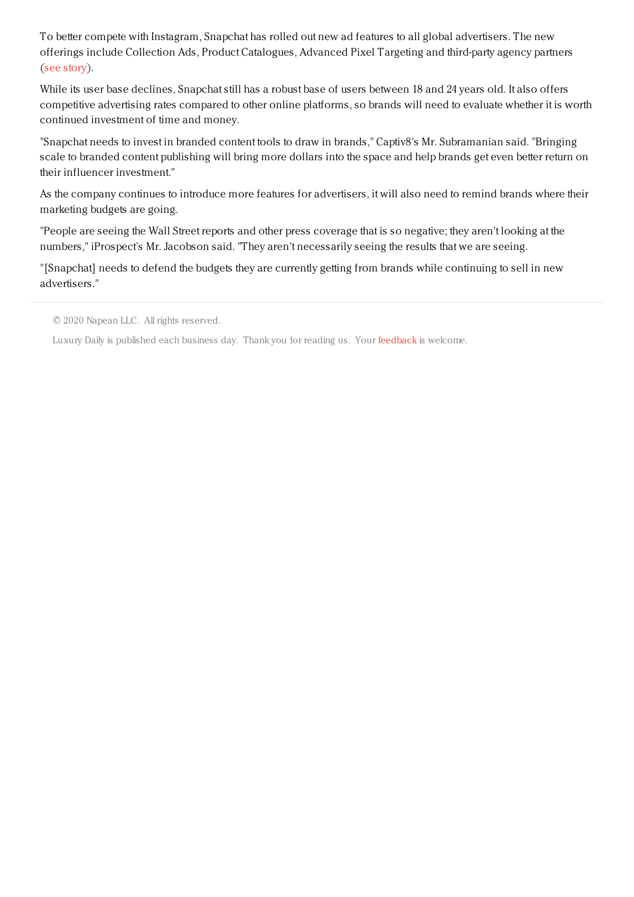To better compete with Instagram, Snapchat has rolled out new ad features to all global advertisers. The new offerings include Collection Ads, Product Catalogues, Advanced Pixel Targeting and third-party agency partners (see story).

While its user base declines, Snapchat still has a robust base of users between 18 and 24 years old. It also offers competitive advertising rates compared to other online platforms, so brands will need to evaluate whether it is worth continued investment of time and money.

"Snapchat needs to invest in branded content tools to draw in brands," Captiv8's Mr. Subramanian said. "Bringing scale to branded content publishing will bring more dollars into the space and help brands get even better return on their influencer investment."

As the company continues to introduce more features for advertisers, it will also need to remind brands where their marketing budgets are going.

"People are seeing the Wall Street reports and other press coverage that is so negative; they aren't looking at the numbers," iProspect's Mr. Jacobson said. "They aren't necessarily seeing the results that we are seeing.

"[Snapchat] needs to defend the budgets they are currently getting from brands while continuing to sell in new advertisers."

© 2020 Napean LLC. All rights reserved.

Luxury Daily is published each business day. Thank you for reading us. Your feedback is welcome.